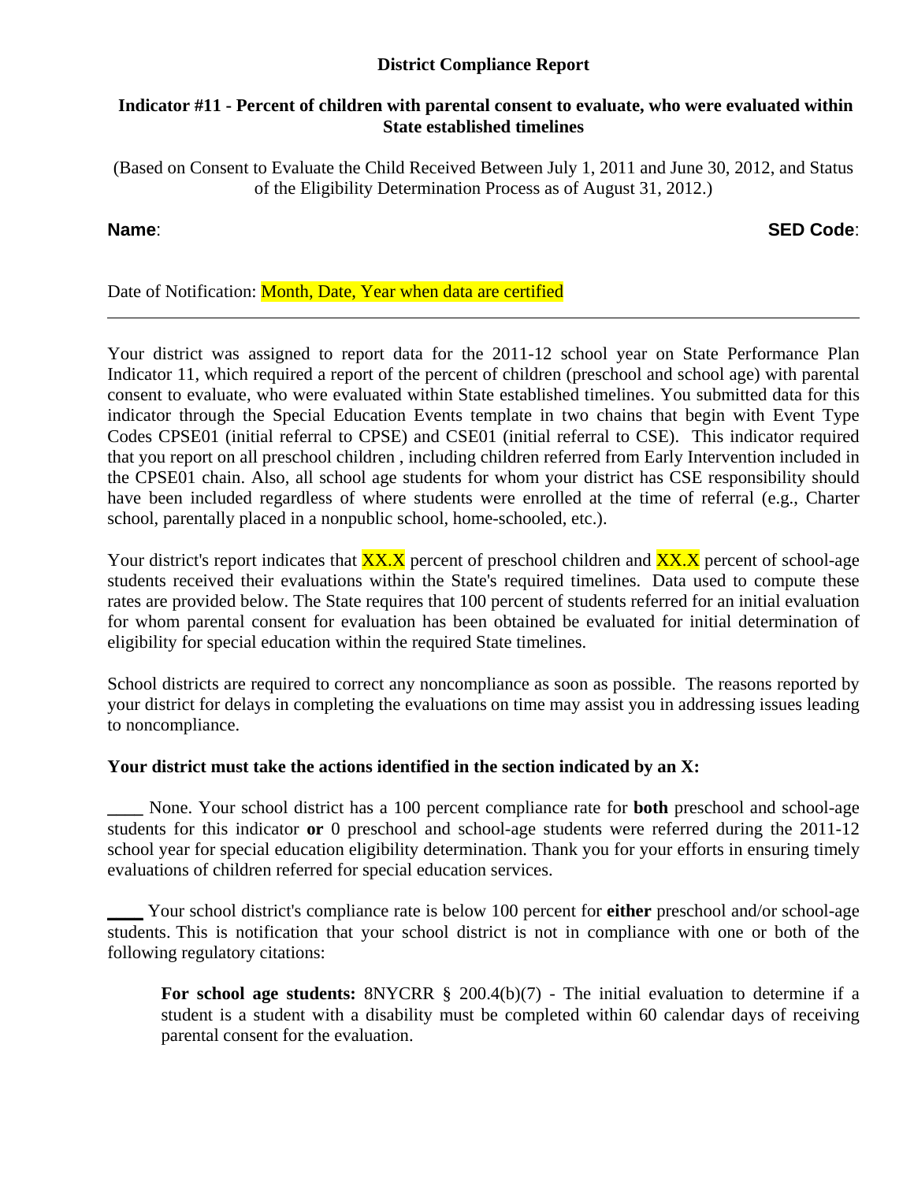# District Compliance Report

## Indicator #11 - Percent of children with parental consent to evaluate, who were evaluated within State established timelines

(Based on Consent to Evaluate the Child Received Between July 1, 2011 and June 30, 2012, and Status of the Eligibility Determination Process as of August 31, 2012.)

**Name**: **SED Code**:

Date of Notification: Month, Date, Year when data are certified

---

Your district was assigned to report data for the 2011-12 school year on State Performance Plan Indicator 11, which required a report of the percent of children (preschool and school age) with parental consent to evaluate, who were evaluated within State established timelines. You submitted data for this indicator through the Special Education Events template in two chains that begin with Event Type Codes CPSE01 (initial referral to CPSE) and CSE01 (initial referral to CSE). This indicator required that you report on all preschool children , including children referred from Early Intervention included in the CPSE01 chain. Also, all school age students for whom your district has CSE responsibility should have been included regardless of where students were enrolled at the time of referral (e.g., Charter school, parentally placed in a nonpublic school, home-schooled, etc.).

Your district's report indicates that XX.X percent of preschool children and XX.X percent of school-age students received their evaluations within the State's required timelines. Data used to compute these rates are provided below. The State requires that 100 percent of students referred for an initial evaluation for whom parental consent for evaluation has been obtained be evaluated for initial determination of eligibility for special education within the required State timelines.

School districts are required to correct any noncompliance as soon as possible. The reasons reported by your district for delays in completing the evaluations on time may assist you in addressing issues leading to noncompliance.

**Your district must take the actions identified in the section indicated by an X:**

____ None. Your school district has a 100 percent compliance rate for **both** preschool and school-age students for this indicator **or** 0 preschool and school-age students were referred during the 2011-12 school year for special education eligibility determination. Thank you for your efforts in ensuring timely evaluations of children referred for special education services.

____ Your school district's compliance rate is below 100 percent for **either** preschool and/or school-age students. This is notification that your school district is not in compliance with one or both of the following regulatory citations:

> **For school age students:** 8NYCRR § 200.4(b)(7) - The initial evaluation to determine if a student is a student with a disability must be completed within 60 calendar days of receiving parental consent for the evaluation.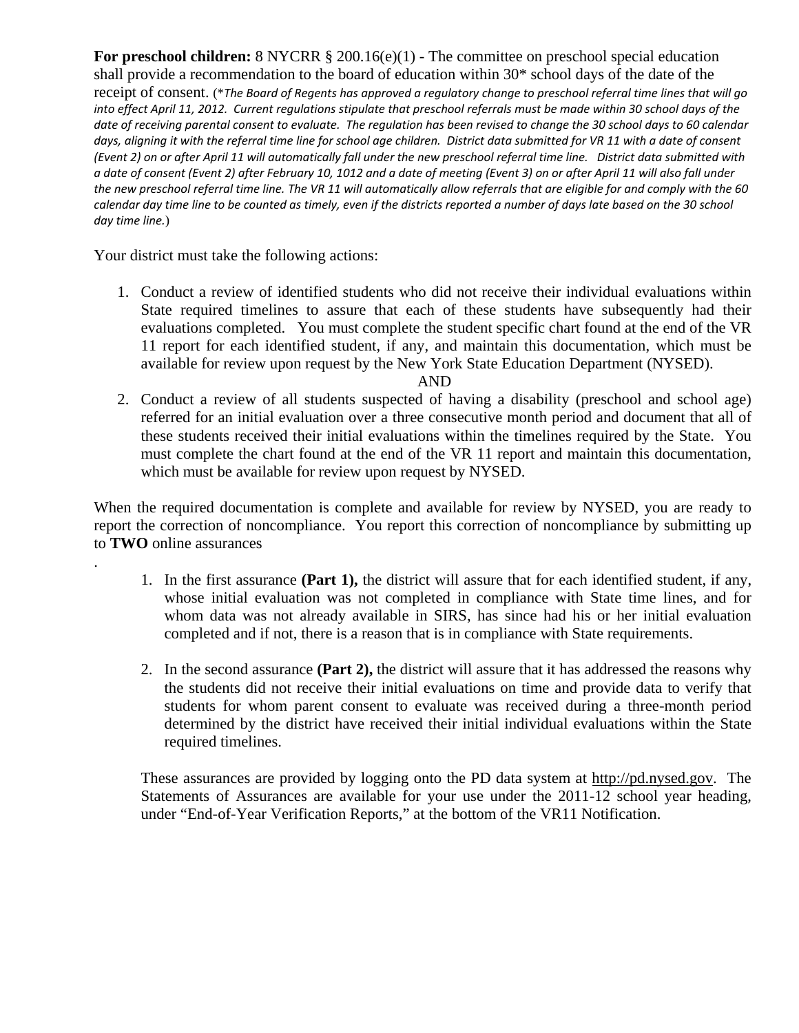**For preschool children:** 8 NYCRR § 200.16(e)(1) - The committee on preschool special education shall provide a recommendation to the board of education within 30* school days of the date of the receipt of consent. (*The Board of Regents has approved a regulatory change to preschool referral time lines that will go into effect April 11, 2012. Current regulations stipulate that preschool referrals must be made within 30 school days of the date of receiving parental consent to evaluate. The regulation has been revised to change the 30 school days to 60 calendar days, aligning it with the referral time line for school age children. District data submitted for VR 11 with a date of consent (Event 2) on or after April 11 will automatically fall under the new preschool referral time line. District data submitted with a date of consent (Event 2) after February 10, 1012 and a date of meeting (Event 3) on or after April 11 will also fall under the new preschool referral time line. The VR 11 will automatically allow referrals that are eligible for and comply with the 60 calendar day time line to be counted as timely, even if the districts reported a number of days late based on the 30 school day time line.*)

Your district must take the following actions:

1. Conduct a review of identified students who did not receive their individual evaluations within State required timelines to assure that each of these students have subsequently had their evaluations completed. You must complete the student specific chart found at the end of the VR 11 report for each identified student, if any, and maintain this documentation, which must be available for review upon request by the New York State Education Department (NYSED).

   AND

2. Conduct a review of all students suspected of having a disability (preschool and school age) referred for an initial evaluation over a three consecutive month period and document that all of these students received their initial evaluations within the timelines required by the State. You must complete the chart found at the end of the VR 11 report and maintain this documentation, which must be available for review upon request by NYSED.

When the required documentation is complete and available for review by NYSED, you are ready to report the correction of noncompliance. You report this correction of noncompliance by submitting up to **TWO** online assurances

.

1. In the first assurance **(Part 1),** the district will assure that for each identified student, if any, whose initial evaluation was not completed in compliance with State time lines, and for whom data was not already available in SIRS, has since had his or her initial evaluation completed and if not, there is a reason that is in compliance with State requirements.

2. In the second assurance **(Part 2),** the district will assure that it has addressed the reasons why the students did not receive their initial evaluations on time and provide data to verify that students for whom parent consent to evaluate was received during a three-month period determined by the district have received their initial individual evaluations within the State required timelines.

These assurances are provided by logging onto the PD data system at http://pd.nysed.gov. The Statements of Assurances are available for your use under the 2011-12 school year heading, under "End-of-Year Verification Reports," at the bottom of the VR11 Notification.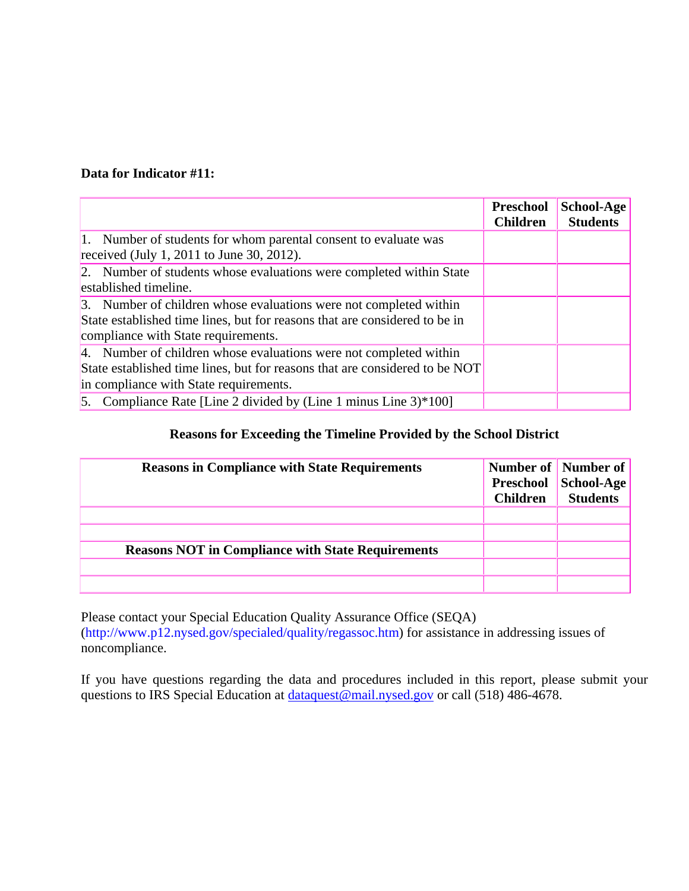**Data for Indicator #11:**

| | Preschool Children | School-Age Students |
|---|---|---|
| 1. Number of students for whom parental consent to evaluate was received (July 1, 2011 to June 30, 2012). | | |
| 2. Number of students whose evaluations were completed within State established timeline. | | |
| 3. Number of children whose evaluations were not completed within State established time lines, but for reasons that are considered to be in compliance with State requirements. | | |
| 4. Number of children whose evaluations were not completed within State established time lines, but for reasons that are considered to be NOT in compliance with State requirements. | | |
| 5. Compliance Rate [Line 2 divided by (Line 1 minus Line 3)*100] | | |

**Reasons for Exceeding the Timeline Provided by the School District**

| Reasons in Compliance with State Requirements | Number of Preschool Children | Number of School-Age Students |
|---|---|---|
| | | |
| | | |
| **Reasons NOT in Compliance with State Requirements** | | |
| | | |
| | | |

Please contact your Special Education Quality Assurance Office (SEQA) (http://www.p12.nysed.gov/specialed/quality/regassoc.htm) for assistance in addressing issues of noncompliance.

If you have questions regarding the data and procedures included in this report, please submit your questions to IRS Special Education at dataquest@mail.nysed.gov or call (518) 486-4678.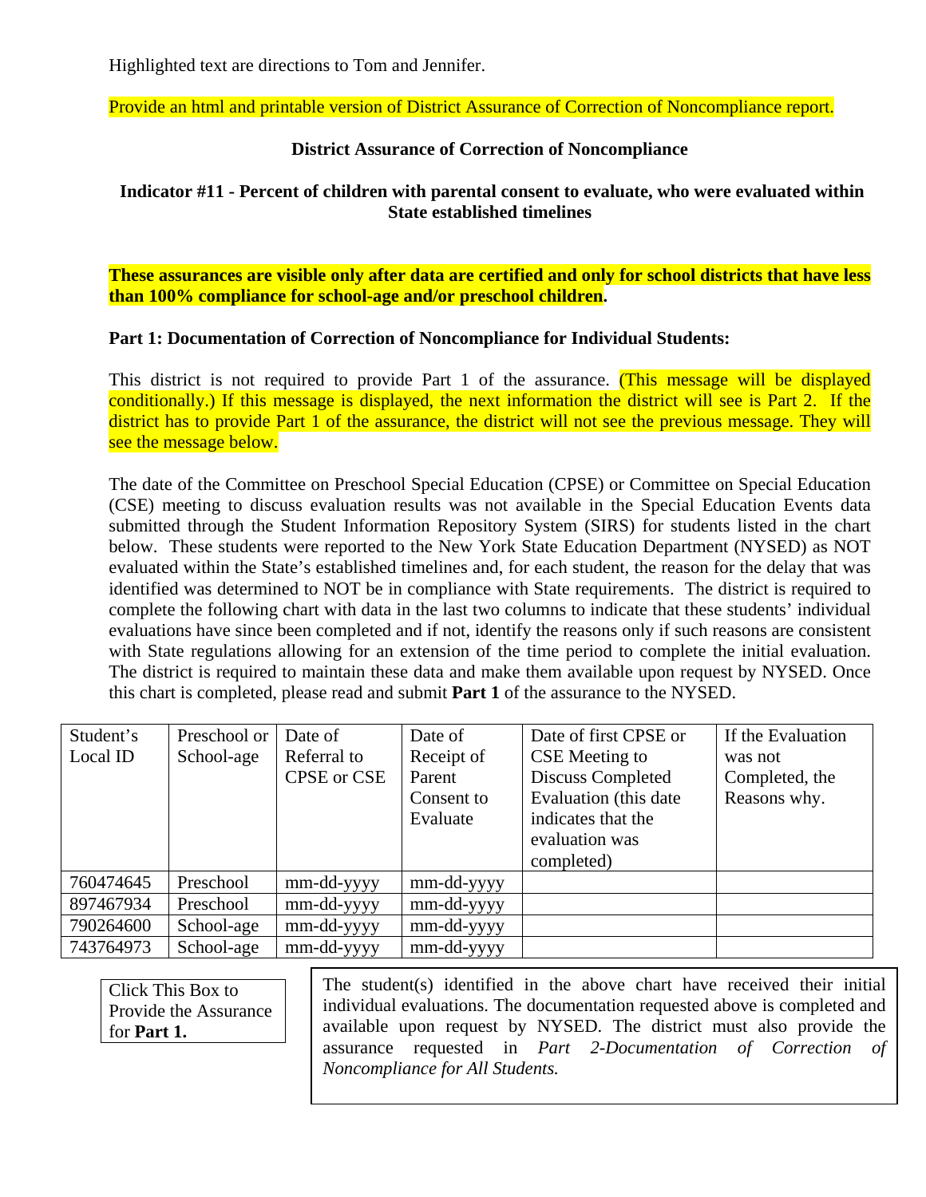Highlighted text are directions to Tom and Jennifer.

Provide an html and printable version of District Assurance of Correction of Noncompliance report.

**District Assurance of Correction of Noncompliance**

**Indicator #11 - Percent of children with parental consent to evaluate, who were evaluated within State established timelines**

**These assurances are visible only after data are certified and only for school districts that have less than 100% compliance for school-age and/or preschool children.**

**Part 1: Documentation of Correction of Noncompliance for Individual Students:**

This district is not required to provide Part 1 of the assurance. (This message will be displayed conditionally.) If this message is displayed, the next information the district will see is Part 2. If the district has to provide Part 1 of the assurance, the district will not see the previous message. They will see the message below.

The date of the Committee on Preschool Special Education (CPSE) or Committee on Special Education (CSE) meeting to discuss evaluation results was not available in the Special Education Events data submitted through the Student Information Repository System (SIRS) for students listed in the chart below. These students were reported to the New York State Education Department (NYSED) as NOT evaluated within the State's established timelines and, for each student, the reason for the delay that was identified was determined to NOT be in compliance with State requirements. The district is required to complete the following chart with data in the last two columns to indicate that these students' individual evaluations have since been completed and if not, identify the reasons only if such reasons are consistent with State regulations allowing for an extension of the time period to complete the initial evaluation. The district is required to maintain these data and make them available upon request by NYSED. Once this chart is completed, please read and submit **Part 1** of the assurance to the NYSED.

| Student's Local ID | Preschool or School-age | Date of Referral to CPSE or CSE | Date of Receipt of Parent Consent to Evaluate | Date of first CPSE or CSE Meeting to Discuss Completed Evaluation (this date indicates that the evaluation was completed) | If the Evaluation was not Completed, the Reasons why. |
|---|---|---|---|---|---|
| 760474645 | Preschool | mm-dd-yyyy | mm-dd-yyyy | | |
| 897467934 | Preschool | mm-dd-yyyy | mm-dd-yyyy | | |
| 790264600 | School-age | mm-dd-yyyy | mm-dd-yyyy | | |
| 743764973 | School-age | mm-dd-yyyy | mm-dd-yyyy | | |

Click This Box to Provide the Assurance for **Part 1.**

The student(s) identified in the above chart have received their initial individual evaluations. The documentation requested above is completed and available upon request by NYSED. The district must also provide the assurance requested in *Part 2-Documentation of Correction of Noncompliance for All Students.*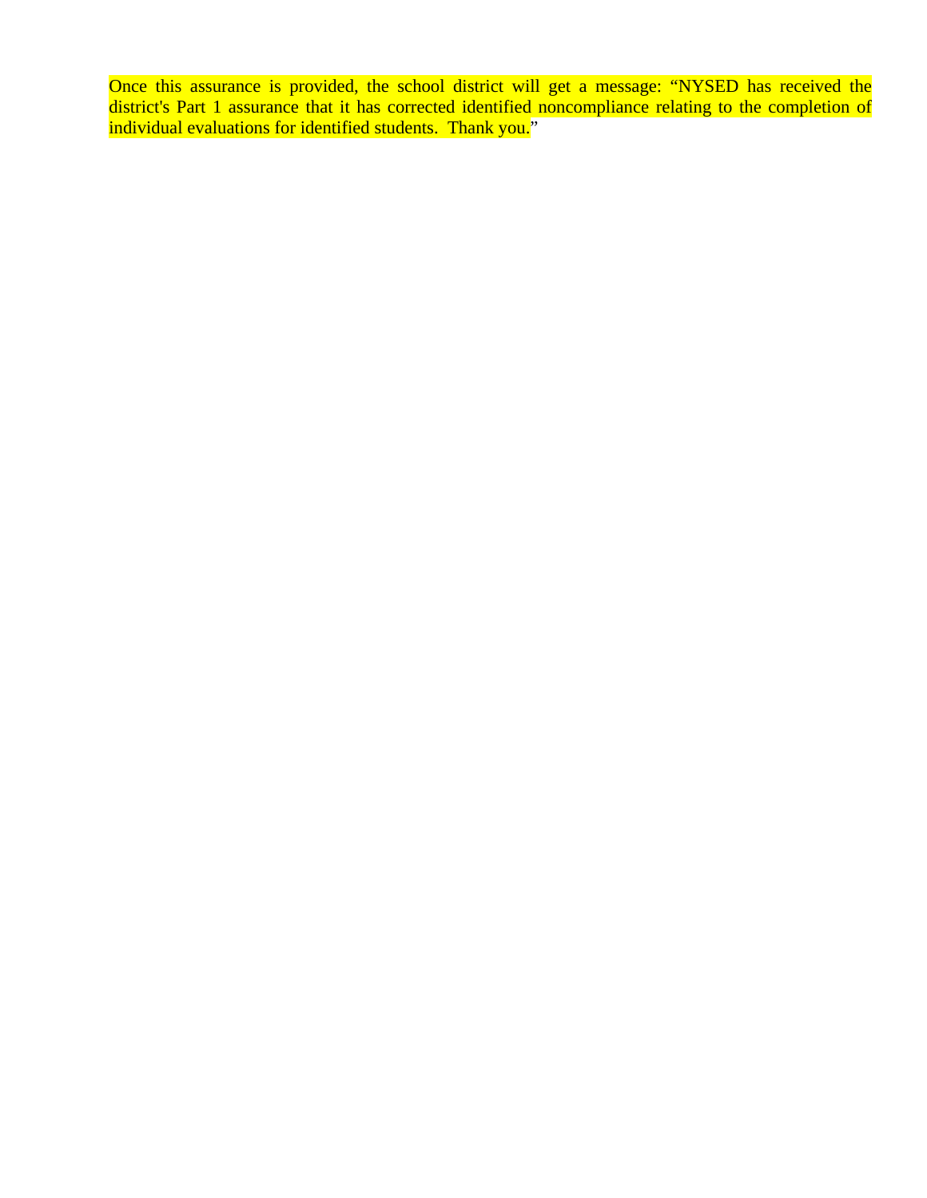Once this assurance is provided, the school district will get a message: “NYSED has received the district's Part 1 assurance that it has corrected identified noncompliance relating to the completion of individual evaluations for identified students.  Thank you.”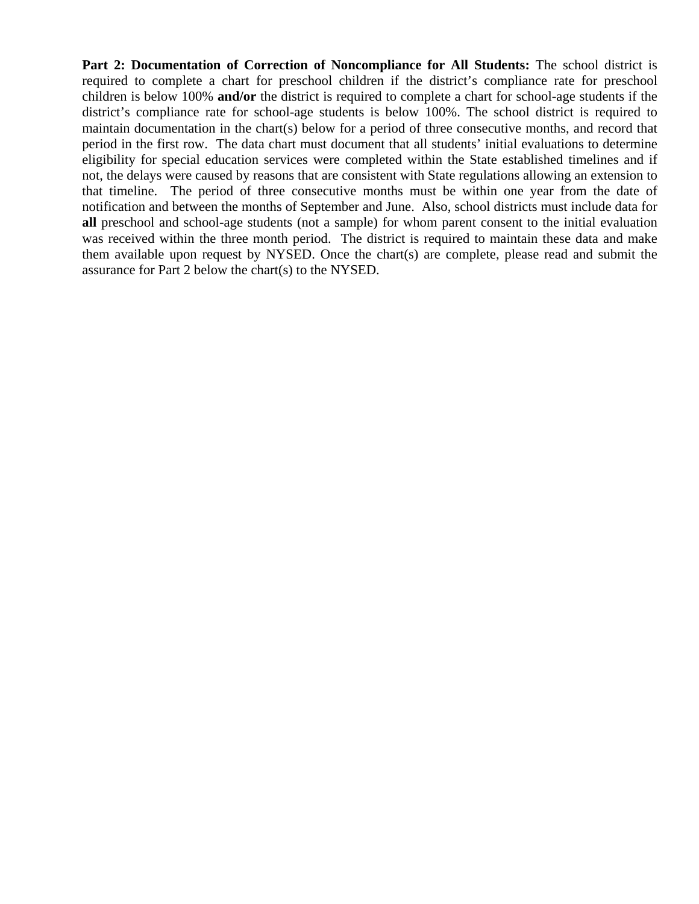**Part 2: Documentation of Correction of Noncompliance for All Students:** The school district is required to complete a chart for preschool children if the district's compliance rate for preschool children is below 100% **and/or** the district is required to complete a chart for school-age students if the district's compliance rate for school-age students is below 100%. The school district is required to maintain documentation in the chart(s) below for a period of three consecutive months, and record that period in the first row. The data chart must document that all students' initial evaluations to determine eligibility for special education services were completed within the State established timelines and if not, the delays were caused by reasons that are consistent with State regulations allowing an extension to that timeline. The period of three consecutive months must be within one year from the date of notification and between the months of September and June. Also, school districts must include data for **all** preschool and school-age students (not a sample) for whom parent consent to the initial evaluation was received within the three month period. The district is required to maintain these data and make them available upon request by NYSED. Once the chart(s) are complete, please read and submit the assurance for Part 2 below the chart(s) to the NYSED.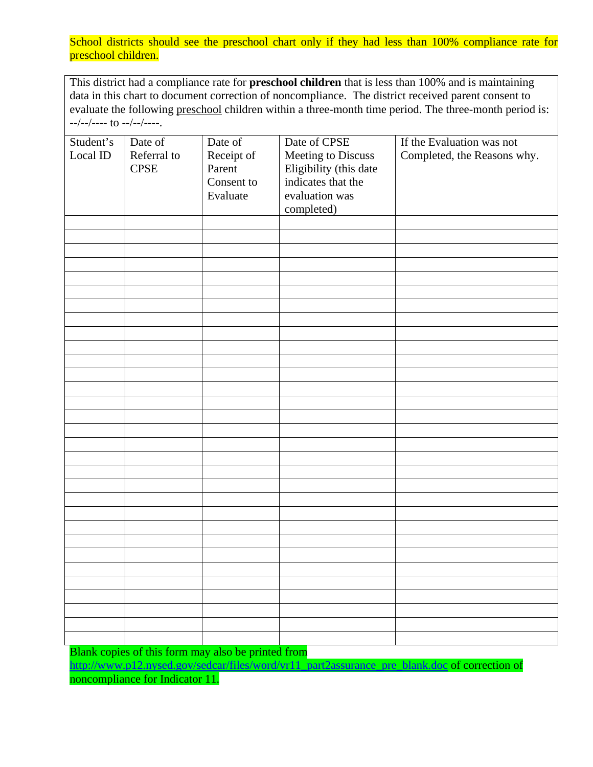School districts should see the preschool chart only if they had less than 100% compliance rate for preschool children.

This district had a compliance rate for **preschool children** that is less than 100% and is maintaining data in this chart to document correction of noncompliance. The district received parent consent to evaluate the following preschool children within a three-month time period. The three-month period is: --/--/---- to --/--/----.

| Student's Local ID | Date of Referral to CPSE | Date of Receipt of Parent Consent to Evaluate | Date of CPSE Meeting to Discuss Eligibility (this date indicates that the evaluation was completed) | If the Evaluation was not Completed, the Reasons why. |
|---|---|---|---|---|
| | | | | |
| | | | | |
| | | | | |
| | | | | |
| | | | | |
| | | | | |
| | | | | |
| | | | | |
| | | | | |
| | | | | |
| | | | | |
| | | | | |
| | | | | |
| | | | | |
| | | | | |
| | | | | |
| | | | | |
| | | | | |
| | | | | |
| | | | | |
| | | | | |
| | | | | |
| | | | | |
| | | | | |
| | | | | |
| | | | | |
| | | | | |
| | | | | |
| | | | | |
| | | | | |
| | | | | |
| | | | | |

Blank copies of this form may also be printed from http://www.p12.nysed.gov/sedcar/files/word/vr11_part2assurance_pre_blank.doc of correction of noncompliance for Indicator 11.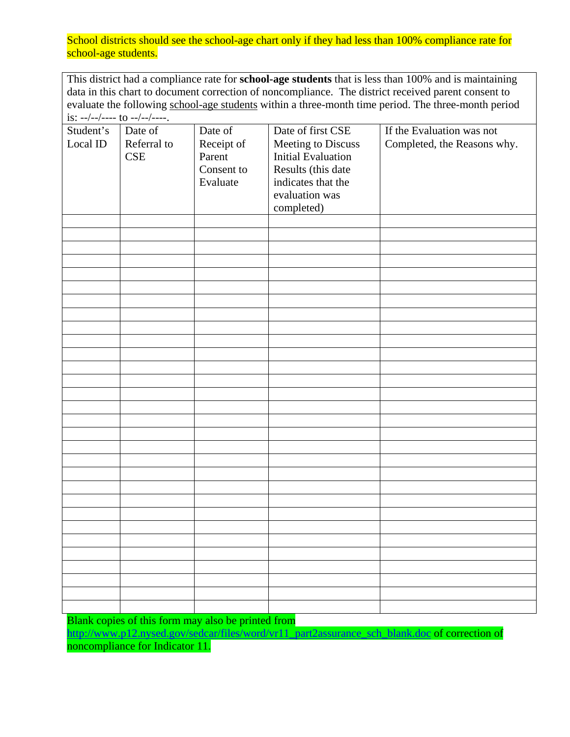School districts should see the school-age chart only if they had less than 100% compliance rate for school-age students.

This district had a compliance rate for **school-age students** that is less than 100% and is maintaining data in this chart to document correction of noncompliance. The district received parent consent to evaluate the following school-age students within a three-month time period. The three-month period is: --/--/---- to --/--/----.

| Student's Local ID | Date of Referral to CSE | Date of Receipt of Parent Consent to Evaluate | Date of first CSE Meeting to Discuss Initial Evaluation Results (this date indicates that the evaluation was completed) | If the Evaluation was not Completed, the Reasons why. |
|---|---|---|---|---|
| | | | | |
| | | | | |
| | | | | |
| | | | | |
| | | | | |
| | | | | |
| | | | | |
| | | | | |
| | | | | |
| | | | | |
| | | | | |
| | | | | |
| | | | | |
| | | | | |
| | | | | |
| | | | | |
| | | | | |
| | | | | |
| | | | | |
| | | | | |
| | | | | |
| | | | | |
| | | | | |
| | | | | |
| | | | | |
| | | | | |
| | | | | |
| | | | | |
| | | | | |
| | | | | |

Blank copies of this form may also be printed from http://www.p12.nysed.gov/sedcar/files/word/vr11_part2assurance_sch_blank.doc of correction of noncompliance for Indicator 11.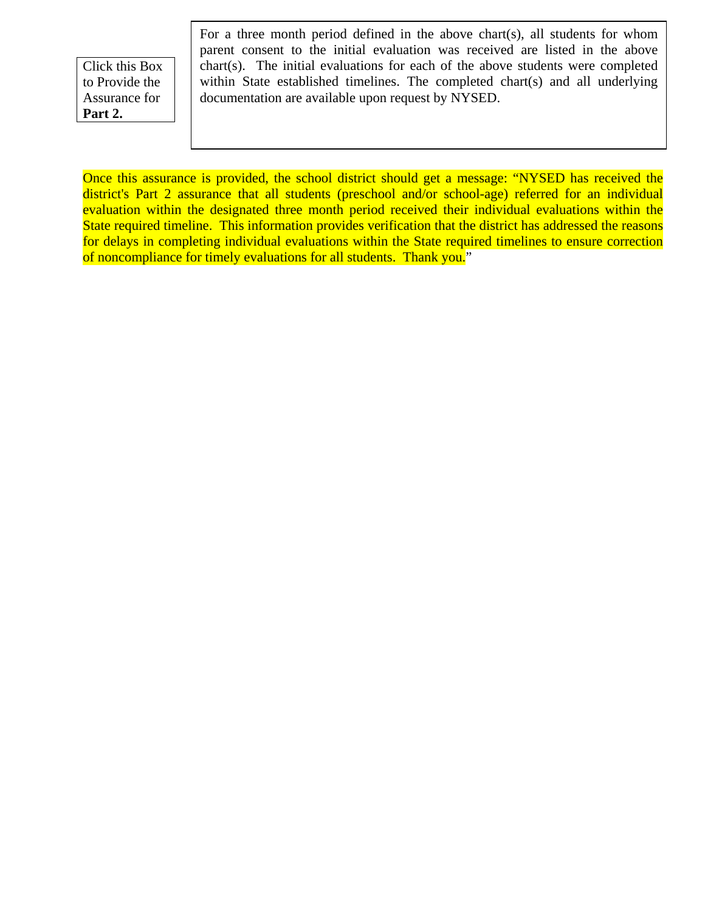| | |
|---|---|
| Click this Box to Provide the Assurance for **Part 2.** | For a three month period defined in the above chart(s), all students for whom parent consent to the initial evaluation was received are listed in the above chart(s). The initial evaluations for each of the above students were completed within State established timelines. The completed chart(s) and all underlying documentation are available upon request by NYSED. |

Once this assurance is provided, the school district should get a message: "NYSED has received the district's Part 2 assurance that all students (preschool and/or school-age) referred for an individual evaluation within the designated three month period received their individual evaluations within the State required timeline. This information provides verification that the district has addressed the reasons for delays in completing individual evaluations within the State required timelines to ensure correction of noncompliance for timely evaluations for all students. Thank you."